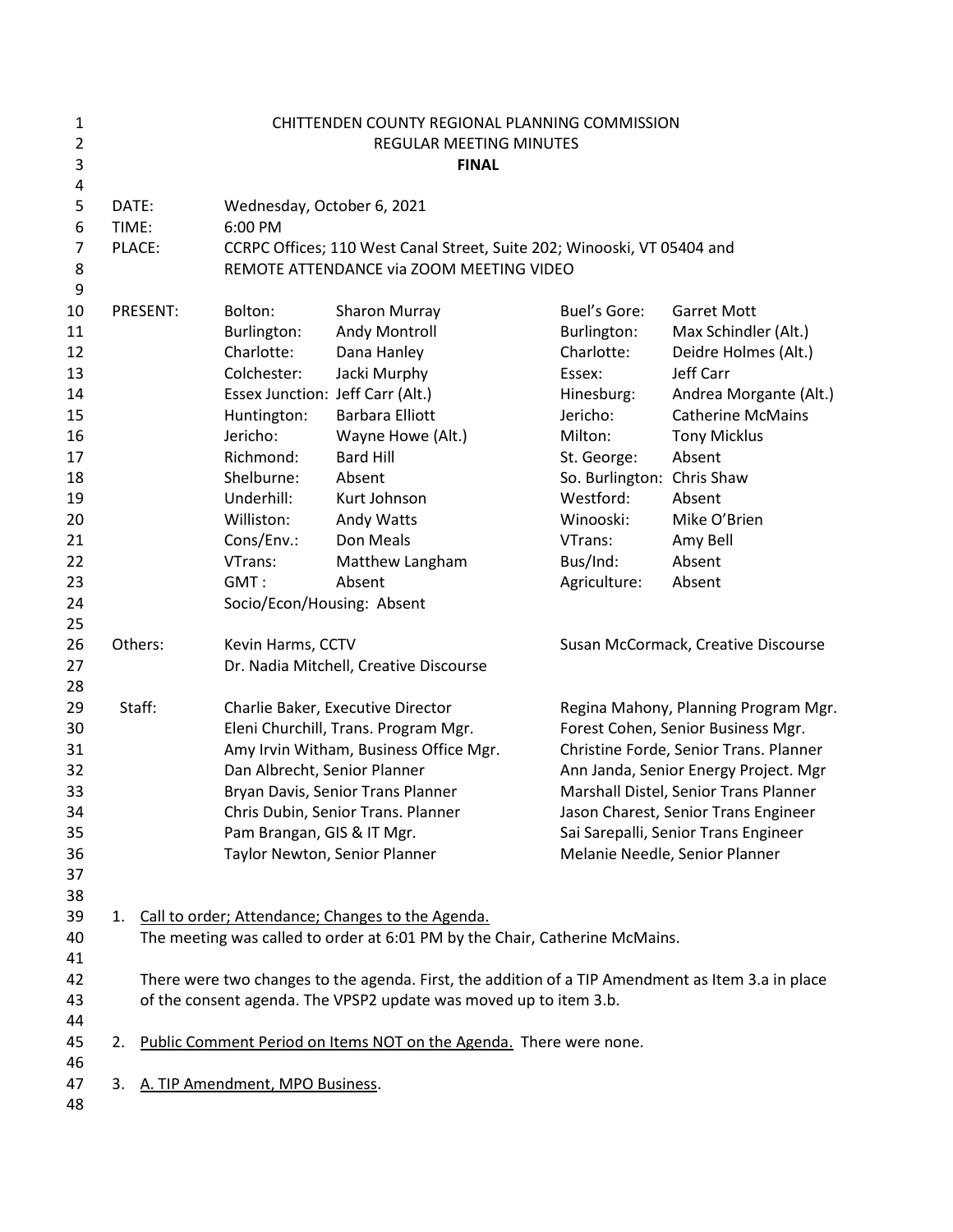# CHITTENDEN COUNTY REGIONAL PLANNING COMMISSION
## REGULAR MEETING MINUTES
**FINAL**

DATE: Wednesday, October 6, 2021
TIME: 6:00 PM
PLACE: CCRPC Offices; 110 West Canal Street, Suite 202; Winooski, VT 05404 and REMOTE ATTENDANCE via ZOOM MEETING VIDEO

PRESENT:

| | | | |
|---|---|---|---|
| Bolton: | Sharon Murray | Buel's Gore: | Garret Mott |
| Burlington: | Andy Montroll | Burlington: | Max Schindler (Alt.) |
| Charlotte: | Dana Hanley | Charlotte: | Deidre Holmes (Alt.) |
| Colchester: | Jacki Murphy | Essex: | Jeff Carr |
| Essex Junction: | Jeff Carr (Alt.) | Hinesburg: | Andrea Morgante (Alt.) |
| Huntington: | Barbara Elliott | Jericho: | Catherine McMains |
| Jericho: | Wayne Howe (Alt.) | Milton: | Tony Micklus |
| Richmond: | Bard Hill | St. George: | Absent |
| Shelburne: | Absent | So. Burlington: | Chris Shaw |
| Underhill: | Kurt Johnson | Westford: | Absent |
| Williston: | Andy Watts | Winooski: | Mike O'Brien |
| Cons/Env.: | Don Meals | VTrans: | Amy Bell |
| VTrans: | Matthew Langham | Bus/Ind: | Absent |
| GMT : | Absent | Agriculture: | Absent |
| Socio/Econ/Housing: | Absent | | |

Others:
Kevin Harms, CCTV
Susan McCormack, Creative Discourse
Dr. Nadia Mitchell, Creative Discourse

Staff:

| | |
|---|---|
| Charlie Baker, Executive Director | Regina Mahony, Planning Program Mgr. |
| Eleni Churchill, Trans. Program Mgr. | Forest Cohen, Senior Business Mgr. |
| Amy Irvin Witham, Business Office Mgr. | Christine Forde, Senior Trans. Planner |
| Dan Albrecht, Senior Planner | Ann Janda, Senior Energy Project. Mgr |
| Bryan Davis, Senior Trans Planner | Marshall Distel, Senior Trans Planner |
| Chris Dubin, Senior Trans. Planner | Jason Charest, Senior Trans Engineer |
| Pam Brangan, GIS & IT Mgr. | Sai Sarepalli, Senior Trans Engineer |
| Taylor Newton, Senior Planner | Melanie Needle, Senior Planner |

1. Call to order; Attendance; Changes to the Agenda.
   The meeting was called to order at 6:01 PM by the Chair, Catherine McMains.

   There were two changes to the agenda. First, the addition of a TIP Amendment as Item 3.a in place of the consent agenda. The VPSP2 update was moved up to item 3.b.

2. Public Comment Period on Items NOT on the Agenda. There were none.

3. A. TIP Amendment, MPO Business.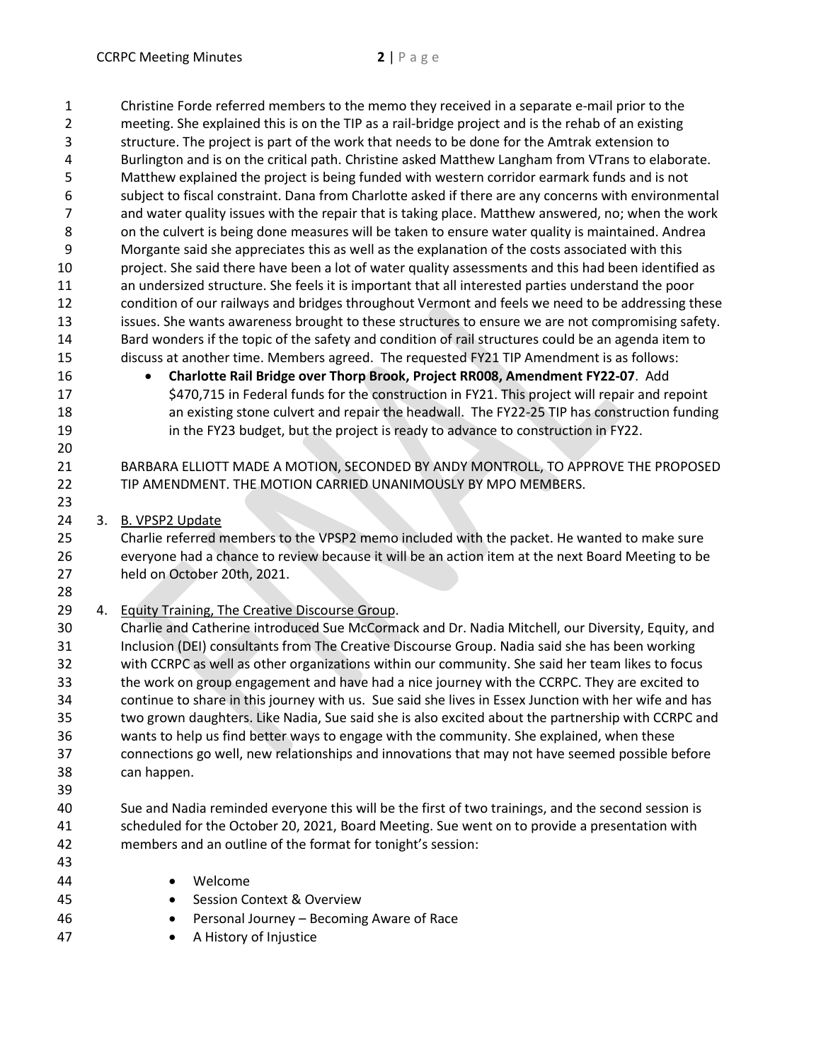Christine Forde referred members to the memo they received in a separate e-mail prior to the meeting. She explained this is on the TIP as a rail-bridge project and is the rehab of an existing structure. The project is part of the work that needs to be done for the Amtrak extension to Burlington and is on the critical path. Christine asked Matthew Langham from VTrans to elaborate. Matthew explained the project is being funded with western corridor earmark funds and is not subject to fiscal constraint. Dana from Charlotte asked if there are any concerns with environmental and water quality issues with the repair that is taking place. Matthew answered, no; when the work on the culvert is being done measures will be taken to ensure water quality is maintained. Andrea Morgante said she appreciates this as well as the explanation of the costs associated with this project. She said there have been a lot of water quality assessments and this had been identified as an undersized structure. She feels it is important that all interested parties understand the poor condition of our railways and bridges throughout Vermont and feels we need to be addressing these issues. She wants awareness brought to these structures to ensure we are not compromising safety. Bard wonders if the topic of the safety and condition of rail structures could be an agenda item to discuss at another time. Members agreed. The requested FY21 TIP Amendment is as follows:

- **Charlotte Rail Bridge over Thorp Brook, Project RR008, Amendment FY22-07**. Add $470,715 in Federal funds for the construction in FY21. This project will repair and repoint an existing stone culvert and repair the headwall. The FY22-25 TIP has construction funding in the FY23 budget, but the project is ready to advance to construction in FY22.

BARBARA ELLIOTT MADE A MOTION, SECONDED BY ANDY MONTROLL, TO APPROVE THE PROPOSED TIP AMENDMENT. THE MOTION CARRIED UNANIMOUSLY BY MPO MEMBERS.

3. B. VPSP2 Update

Charlie referred members to the VPSP2 memo included with the packet. He wanted to make sure everyone had a chance to review because it will be an action item at the next Board Meeting to be held on October 20th, 2021.

4. Equity Training, The Creative Discourse Group.

Charlie and Catherine introduced Sue McCormack and Dr. Nadia Mitchell, our Diversity, Equity, and Inclusion (DEI) consultants from The Creative Discourse Group. Nadia said she has been working with CCRPC as well as other organizations within our community. She said her team likes to focus the work on group engagement and have had a nice journey with the CCRPC. They are excited to continue to share in this journey with us. Sue said she lives in Essex Junction with her wife and has two grown daughters. Like Nadia, Sue said she is also excited about the partnership with CCRPC and wants to help us find better ways to engage with the community. She explained, when these connections go well, new relationships and innovations that may not have seemed possible before can happen.

Sue and Nadia reminded everyone this will be the first of two trainings, and the second session is scheduled for the October 20, 2021, Board Meeting. Sue went on to provide a presentation with members and an outline of the format for tonight's session:

- Welcome
- Session Context & Overview
- Personal Journey – Becoming Aware of Race
- A History of Injustice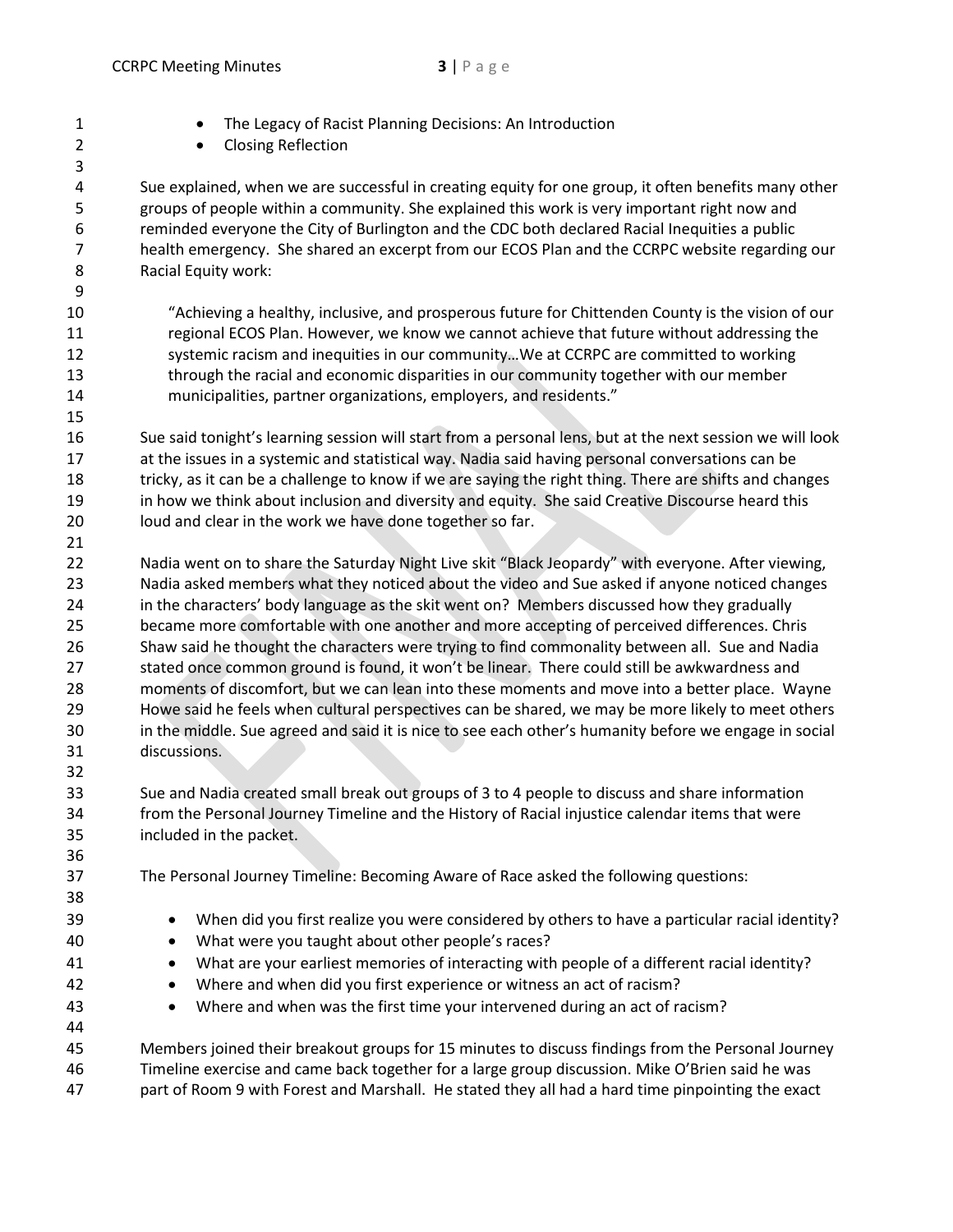- The Legacy of Racist Planning Decisions: An Introduction
- Closing Reflection

Sue explained, when we are successful in creating equity for one group, it often benefits many other groups of people within a community. She explained this work is very important right now and reminded everyone the City of Burlington and the CDC both declared Racial Inequities a public health emergency. She shared an excerpt from our ECOS Plan and the CCRPC website regarding our Racial Equity work:

> "Achieving a healthy, inclusive, and prosperous future for Chittenden County is the vision of our regional ECOS Plan. However, we know we cannot achieve that future without addressing the systemic racism and inequities in our community…We at CCRPC are committed to working through the racial and economic disparities in our community together with our member municipalities, partner organizations, employers, and residents."

Sue said tonight's learning session will start from a personal lens, but at the next session we will look at the issues in a systemic and statistical way. Nadia said having personal conversations can be tricky, as it can be a challenge to know if we are saying the right thing. There are shifts and changes in how we think about inclusion and diversity and equity. She said Creative Discourse heard this loud and clear in the work we have done together so far.

Nadia went on to share the Saturday Night Live skit "Black Jeopardy" with everyone. After viewing, Nadia asked members what they noticed about the video and Sue asked if anyone noticed changes in the characters' body language as the skit went on? Members discussed how they gradually became more comfortable with one another and more accepting of perceived differences. Chris Shaw said he thought the characters were trying to find commonality between all. Sue and Nadia stated once common ground is found, it won't be linear. There could still be awkwardness and moments of discomfort, but we can lean into these moments and move into a better place. Wayne Howe said he feels when cultural perspectives can be shared, we may be more likely to meet others in the middle. Sue agreed and said it is nice to see each other's humanity before we engage in social discussions.

Sue and Nadia created small break out groups of 3 to 4 people to discuss and share information from the Personal Journey Timeline and the History of Racial injustice calendar items that were included in the packet.

The Personal Journey Timeline: Becoming Aware of Race asked the following questions:

- When did you first realize you were considered by others to have a particular racial identity?
- What were you taught about other people's races?
- What are your earliest memories of interacting with people of a different racial identity?
- Where and when did you first experience or witness an act of racism?
- Where and when was the first time your intervened during an act of racism?

Members joined their breakout groups for 15 minutes to discuss findings from the Personal Journey Timeline exercise and came back together for a large group discussion. Mike O'Brien said he was part of Room 9 with Forest and Marshall. He stated they all had a hard time pinpointing the exact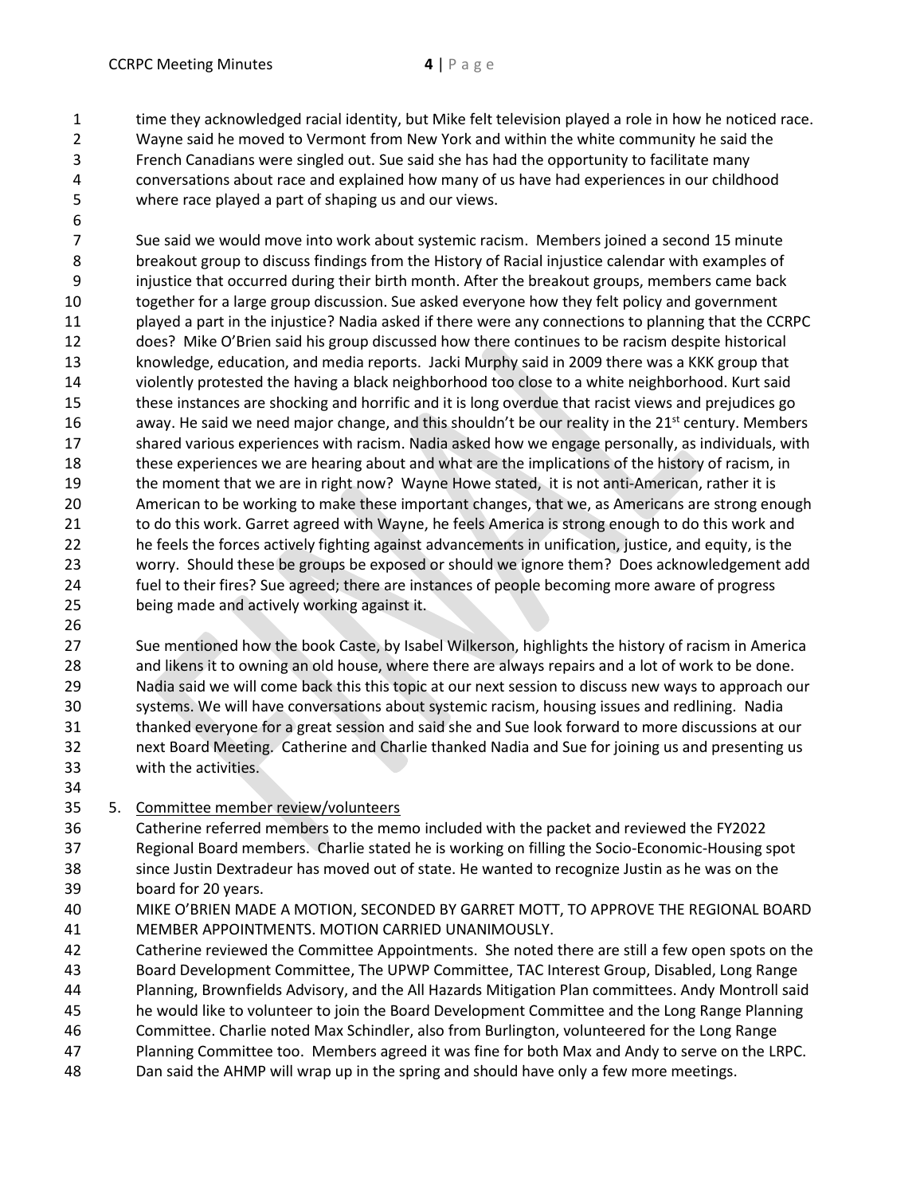time they acknowledged racial identity, but Mike felt television played a role in how he noticed race. Wayne said he moved to Vermont from New York and within the white community he said the French Canadians were singled out. Sue said she has had the opportunity to facilitate many conversations about race and explained how many of us have had experiences in our childhood where race played a part of shaping us and our views.

Sue said we would move into work about systemic racism. Members joined a second 15 minute breakout group to discuss findings from the History of Racial injustice calendar with examples of injustice that occurred during their birth month. After the breakout groups, members came back together for a large group discussion. Sue asked everyone how they felt policy and government played a part in the injustice? Nadia asked if there were any connections to planning that the CCRPC does? Mike O'Brien said his group discussed how there continues to be racism despite historical knowledge, education, and media reports. Jacki Murphy said in 2009 there was a KKK group that violently protested the having a black neighborhood too close to a white neighborhood. Kurt said these instances are shocking and horrific and it is long overdue that racist views and prejudices go away. He said we need major change, and this shouldn't be our reality in the 21st century. Members shared various experiences with racism. Nadia asked how we engage personally, as individuals, with these experiences we are hearing about and what are the implications of the history of racism, in the moment that we are in right now? Wayne Howe stated, it is not anti-American, rather it is American to be working to make these important changes, that we, as Americans are strong enough to do this work. Garret agreed with Wayne, he feels America is strong enough to do this work and he feels the forces actively fighting against advancements in unification, justice, and equity, is the worry. Should these be groups be exposed or should we ignore them? Does acknowledgement add fuel to their fires? Sue agreed; there are instances of people becoming more aware of progress being made and actively working against it.

Sue mentioned how the book Caste, by Isabel Wilkerson, highlights the history of racism in America and likens it to owning an old house, where there are always repairs and a lot of work to be done. Nadia said we will come back this this topic at our next session to discuss new ways to approach our systems. We will have conversations about systemic racism, housing issues and redlining. Nadia thanked everyone for a great session and said she and Sue look forward to more discussions at our next Board Meeting. Catherine and Charlie thanked Nadia and Sue for joining us and presenting us with the activities.

5. Committee member review/volunteers

Catherine referred members to the memo included with the packet and reviewed the FY2022 Regional Board members. Charlie stated he is working on filling the Socio-Economic-Housing spot since Justin Dextradeur has moved out of state. He wanted to recognize Justin as he was on the board for 20 years.

MIKE O'BRIEN MADE A MOTION, SECONDED BY GARRET MOTT, TO APPROVE THE REGIONAL BOARD MEMBER APPOINTMENTS. MOTION CARRIED UNANIMOUSLY.

Catherine reviewed the Committee Appointments. She noted there are still a few open spots on the Board Development Committee, The UPWP Committee, TAC Interest Group, Disabled, Long Range Planning, Brownfields Advisory, and the All Hazards Mitigation Plan committees. Andy Montroll said he would like to volunteer to join the Board Development Committee and the Long Range Planning Committee. Charlie noted Max Schindler, also from Burlington, volunteered for the Long Range Planning Committee too. Members agreed it was fine for both Max and Andy to serve on the LRPC. Dan said the AHMP will wrap up in the spring and should have only a few more meetings.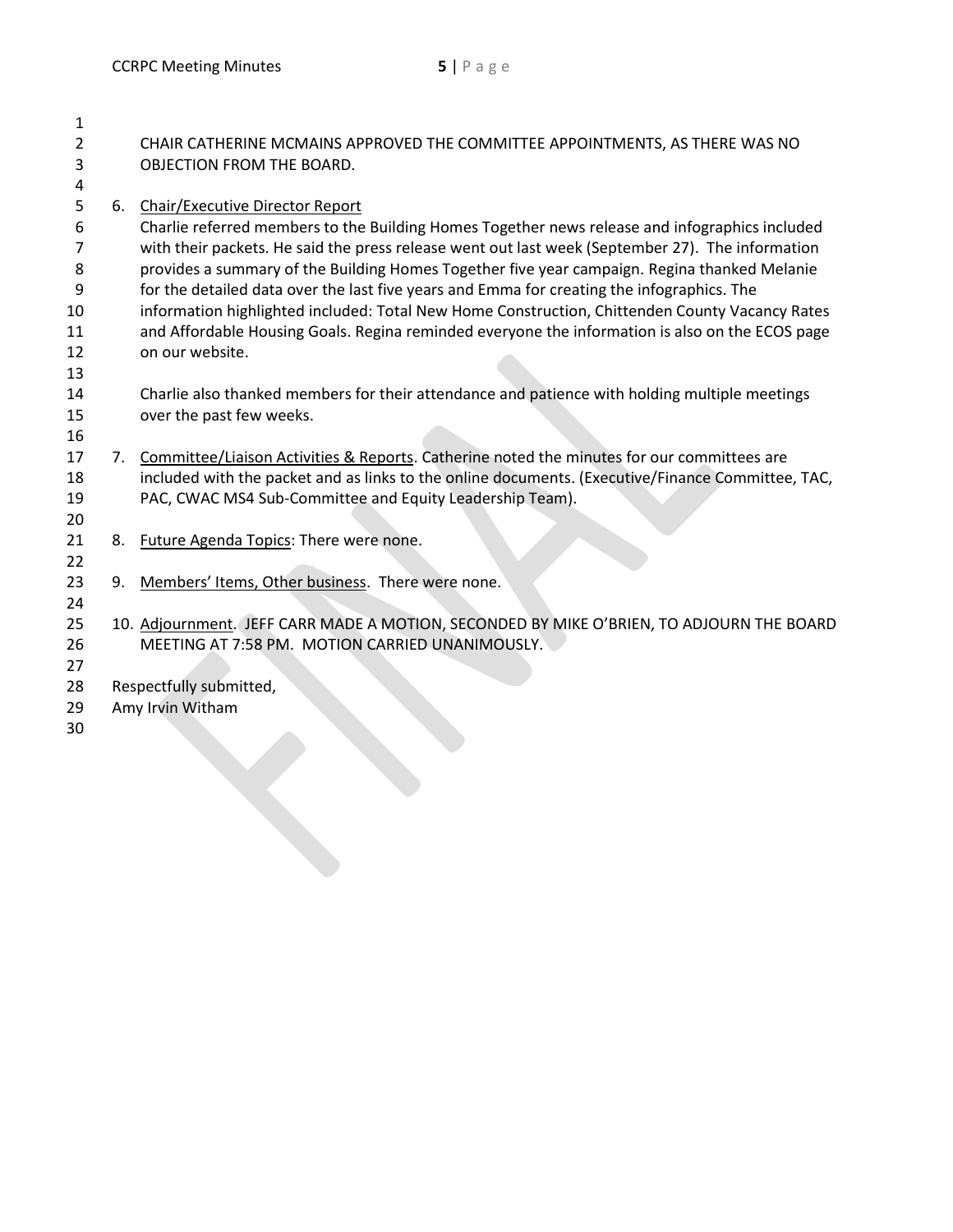CHAIR CATHERINE MCMAINS APPROVED THE COMMITTEE APPOINTMENTS, AS THERE WAS NO OBJECTION FROM THE BOARD.

6. Chair/Executive Director Report
   Charlie referred members to the Building Homes Together news release and infographics included with their packets. He said the press release went out last week (September 27). The information provides a summary of the Building Homes Together five year campaign. Regina thanked Melanie for the detailed data over the last five years and Emma for creating the infographics. The information highlighted included: Total New Home Construction, Chittenden County Vacancy Rates and Affordable Housing Goals. Regina reminded everyone the information is also on the ECOS page on our website.

   Charlie also thanked members for their attendance and patience with holding multiple meetings over the past few weeks.

7. Committee/Liaison Activities & Reports. Catherine noted the minutes for our committees are included with the packet and as links to the online documents. (Executive/Finance Committee, TAC, PAC, CWAC MS4 Sub-Committee and Equity Leadership Team).

8. Future Agenda Topics: There were none.

9. Members' Items, Other business. There were none.

10. Adjournment. JEFF CARR MADE A MOTION, SECONDED BY MIKE O'BRIEN, TO ADJOURN THE BOARD MEETING AT 7:58 PM. MOTION CARRIED UNANIMOUSLY.

Respectfully submitted,
Amy Irvin Witham